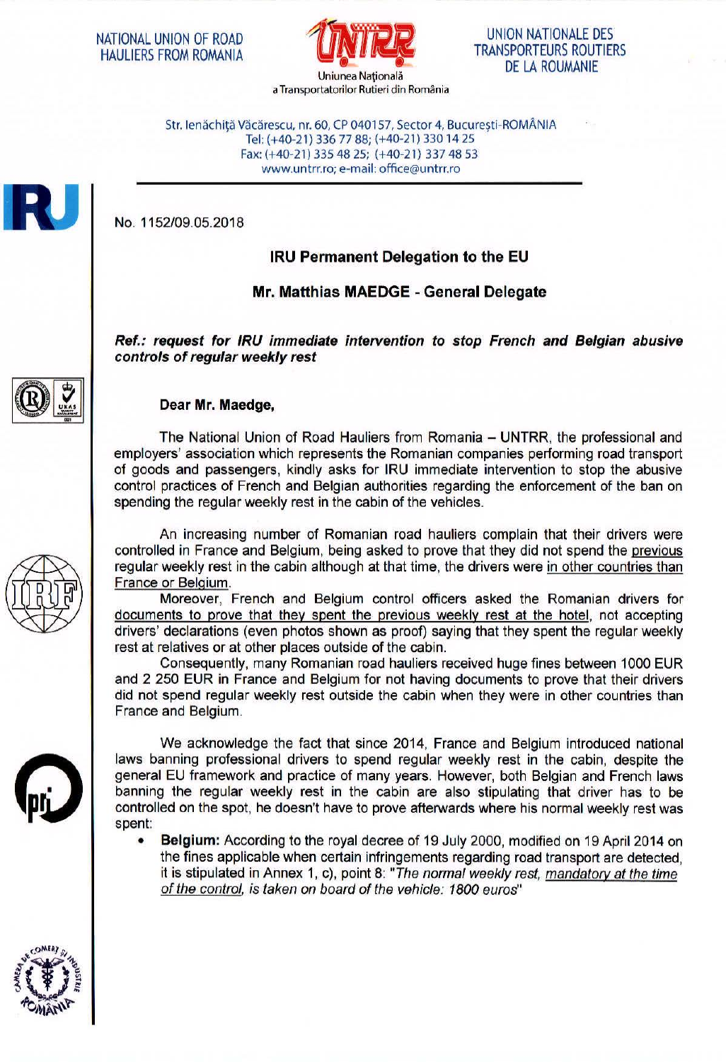NATIONAL UNION OF ROAD HAULIERS FROM ROMANIA

UNTRR

Uniunea Națională a Transportatorilor Rutieri din România

UNION NATIONALE DES TRANSPORTEURS ROUTIERS DE LA ROUMANIE

Str. Ienăchiță Văcărescu, nr. 60, CP 040157, Sector 4, București-ROMÂNIA
Tel: (+40-21) 336 77 88; (+40-21) 330 14 25
Fax: (+40-21) 335 48 25; (+40-21) 337 48 53
www.untrr.ro; e-mail: office@untrr.ro

No. 1152/09.05.2018

**IRU Permanent Delegation to the EU**

**Mr. Matthias MAEDGE - General Delegate**

***Ref.: request for IRU immediate intervention to stop French and Belgian abusive controls of regular weekly rest***

**Dear Mr. Maedge,**

The National Union of Road Hauliers from Romania – UNTRR, the professional and employers' association which represents the Romanian companies performing road transport of goods and passengers, kindly asks for IRU immediate intervention to stop the abusive control practices of French and Belgian authorities regarding the enforcement of the ban on spending the regular weekly rest in the cabin of the vehicles.

An increasing number of Romanian road hauliers complain that their drivers were controlled in France and Belgium, being asked to prove that they did not spend the previous regular weekly rest in the cabin although at that time, the drivers were in other countries than France or Belgium.

Moreover, French and Belgium control officers asked the Romanian drivers for documents to prove that they spent the previous weekly rest at the hotel, not accepting drivers' declarations (even photos shown as proof) saying that they spent the regular weekly rest at relatives or at other places outside of the cabin.

Consequently, many Romanian road hauliers received huge fines between 1000 EUR and 2 250 EUR in France and Belgium for not having documents to prove that their drivers did not spend regular weekly rest outside the cabin when they were in other countries than France and Belgium.

We acknowledge the fact that since 2014, France and Belgium introduced national laws banning professional drivers to spend regular weekly rest in the cabin, despite the general EU framework and practice of many years. However, both Belgian and French laws banning the regular weekly rest in the cabin are also stipulating that driver has to be controlled on the spot, he doesn't have to prove afterwards where his normal weekly rest was spent:

- **Belgium:** According to the royal decree of 19 July 2000, modified on 19 April 2014 on the fines applicable when certain infringements regarding road transport are detected, it is stipulated in Annex 1, c), point 8: "*The normal weekly rest, mandatory at the time of the control, is taken on board of the vehicle: 1800 euros*"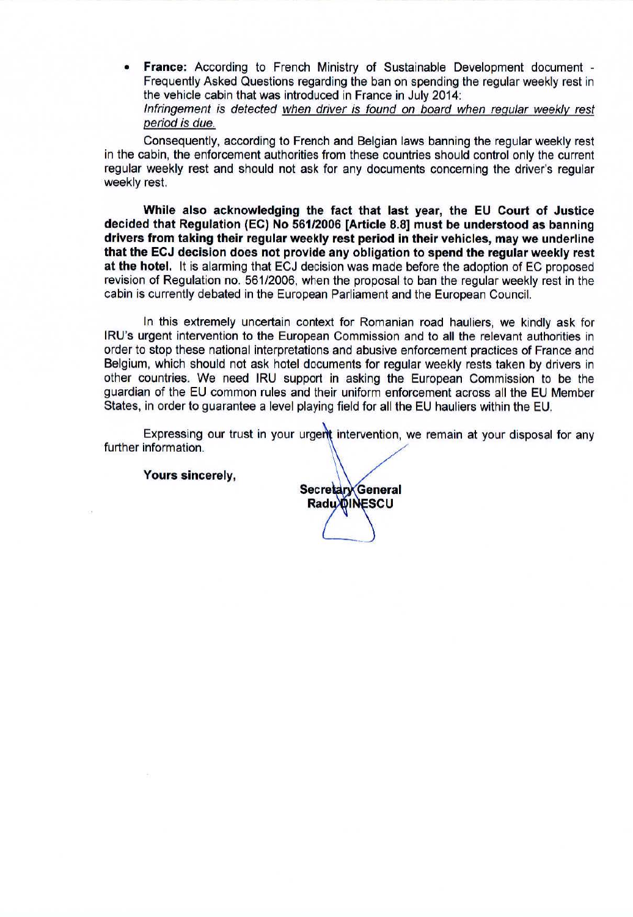- **France:** According to French Ministry of Sustainable Development document - Frequently Asked Questions regarding the ban on spending the regular weekly rest in the vehicle cabin that was introduced in France in July 2014:
  *Infringement is detected when driver is found on board when regular weekly rest period is due.*

Consequently, according to French and Belgian laws banning the regular weekly rest in the cabin, the enforcement authorities from these countries should control only the current regular weekly rest and should not ask for any documents concerning the driver's regular weekly rest.

**While also acknowledging the fact that last year, the EU Court of Justice decided that Regulation (EC) No 561/2006 [Article 8.8] must be understood as banning drivers from taking their regular weekly rest period in their vehicles, may we underline that the ECJ decision does not provide any obligation to spend the regular weekly rest at the hotel.** It is alarming that ECJ decision was made before the adoption of EC proposed revision of Regulation no. 561/2006, when the proposal to ban the regular weekly rest in the cabin is currently debated in the European Parliament and the European Council.

In this extremely uncertain context for Romanian road hauliers, we kindly ask for IRU's urgent intervention to the European Commission and to all the relevant authorities in order to stop these national interpretations and abusive enforcement practices of France and Belgium, which should not ask hotel documents for regular weekly rests taken by drivers in other countries. We need IRU support in asking the European Commission to be the guardian of the EU common rules and their uniform enforcement across all the EU Member States, in order to guarantee a level playing field for all the EU hauliers within the EU.

Expressing our trust in your urgent intervention, we remain at your disposal for any further information.

**Yours sincerely,**

**Secretary General**
**Radu DINESCU**